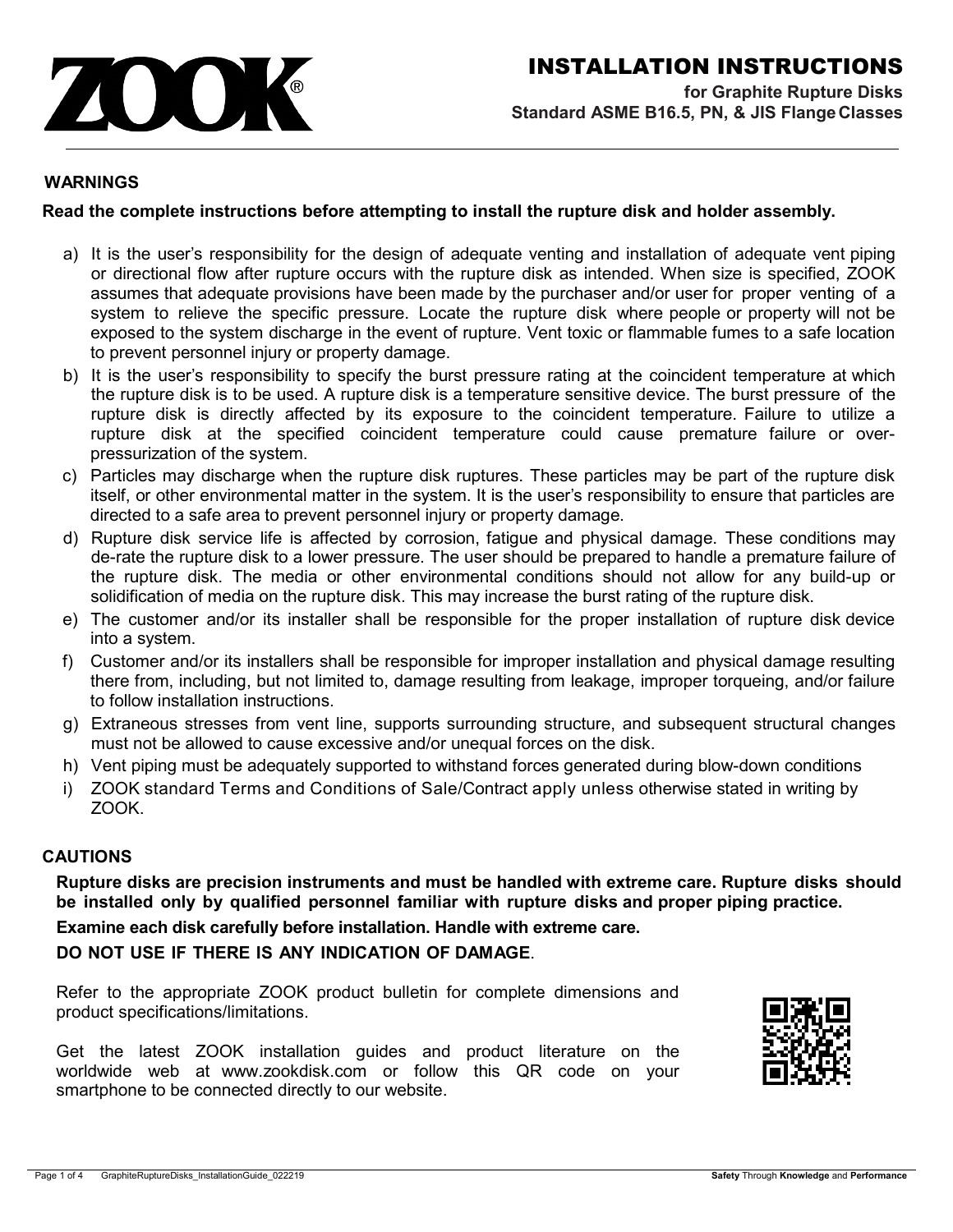# INSTALLATION INSTRUCTIONS

**for Graphite Rupture Disks**
**Standard ASME B16.5, PN, & JIS Flange Classes**

## WARNINGS

**Read the complete instructions before attempting to install the rupture disk and holder assembly.**

a) It is the user's responsibility for the design of adequate venting and installation of adequate vent piping or directional flow after rupture occurs with the rupture disk as intended. When size is specified, ZOOK assumes that adequate provisions have been made by the purchaser and/or user for proper venting of a system to relieve the specific pressure. Locate the rupture disk where people or property will not be exposed to the system discharge in the event of rupture. Vent toxic or flammable fumes to a safe location to prevent personnel injury or property damage.

b) It is the user's responsibility to specify the burst pressure rating at the coincident temperature at which the rupture disk is to be used. A rupture disk is a temperature sensitive device. The burst pressure of the rupture disk is directly affected by its exposure to the coincident temperature. Failure to utilize a rupture disk at the specified coincident temperature could cause premature failure or over-pressurization of the system.

c) Particles may discharge when the rupture disk ruptures. These particles may be part of the rupture disk itself, or other environmental matter in the system. It is the user's responsibility to ensure that particles are directed to a safe area to prevent personnel injury or property damage.

d) Rupture disk service life is affected by corrosion, fatigue and physical damage. These conditions may de-rate the rupture disk to a lower pressure. The user should be prepared to handle a premature failure of the rupture disk. The media or other environmental conditions should not allow for any build-up or solidification of media on the rupture disk. This may increase the burst rating of the rupture disk.

e) The customer and/or its installer shall be responsible for the proper installation of rupture disk device into a system.

f) Customer and/or its installers shall be responsible for improper installation and physical damage resulting there from, including, but not limited to, damage resulting from leakage, improper torqueing, and/or failure to follow installation instructions.

g) Extraneous stresses from vent line, supports surrounding structure, and subsequent structural changes must not be allowed to cause excessive and/or unequal forces on the disk.

h) Vent piping must be adequately supported to withstand forces generated during blow-down conditions

i) ZOOK standard Terms and Conditions of Sale/Contract apply unless otherwise stated in writing by ZOOK.

## CAUTIONS

**Rupture disks are precision instruments and must be handled with extreme care. Rupture disks should be installed only by qualified personnel familiar with rupture disks and proper piping practice.**

**Examine each disk carefully before installation. Handle with extreme care.**

**DO NOT USE IF THERE IS ANY INDICATION OF DAMAGE**.

Refer to the appropriate ZOOK product bulletin for complete dimensions and product specifications/limitations.

Get the latest ZOOK installation guides and product literature on the worldwide web at www.zookdisk.com or follow this QR code on your smartphone to be connected directly to our website.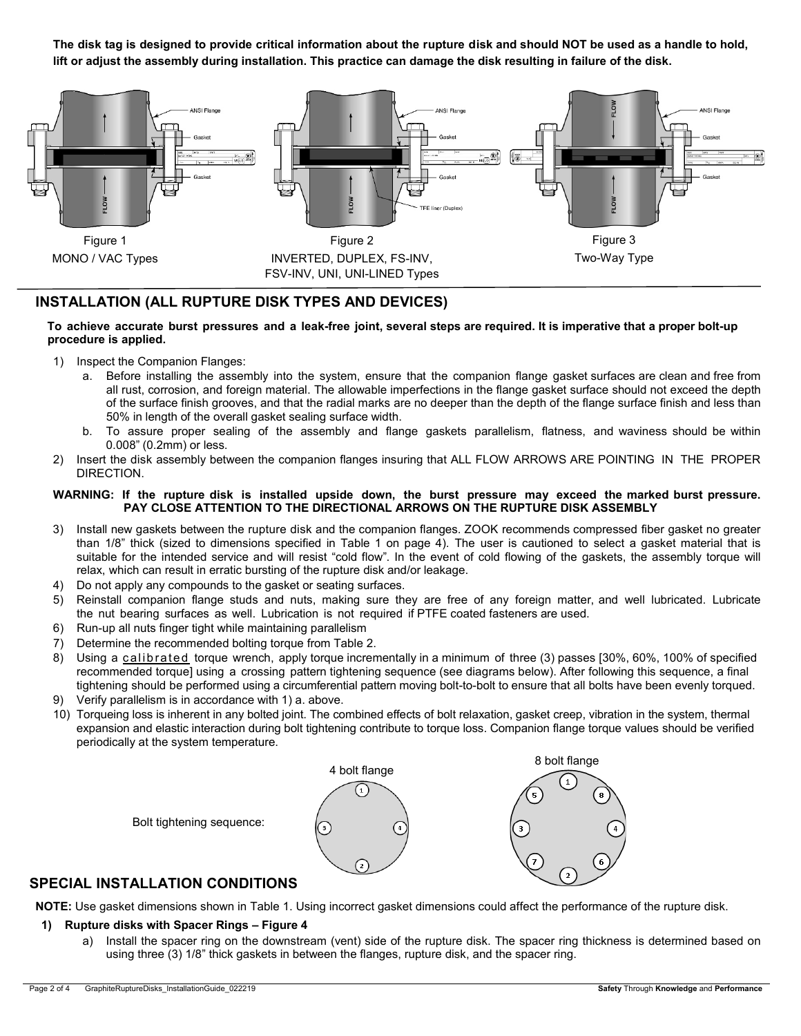**The disk tag is designed to provide critical information about the rupture disk and should NOT be used as a handle to hold, lift or adjust the assembly during installation. This practice can damage the disk resulting in failure of the disk.**

Figure 1
MONO / VAC Types

Figure 2
INVERTED, DUPLEX, FS-INV, FSV-INV, UNI, UNI-LINED Types

Figure 3
Two-Way Type

## INSTALLATION (ALL RUPTURE DISK TYPES AND DEVICES)

**To achieve accurate burst pressures and a leak-free joint, several steps are required. It is imperative that a proper bolt-up procedure is applied.**

1) Inspect the Companion Flanges:
   a. Before installing the assembly into the system, ensure that the companion flange gasket surfaces are clean and free from all rust, corrosion, and foreign material. The allowable imperfections in the flange gasket surface should not exceed the depth of the surface finish grooves, and that the radial marks are no deeper than the depth of the flange surface finish and less than 50% in length of the overall gasket sealing surface width.
   b. To assure proper sealing of the assembly and flange gaskets parallelism, flatness, and waviness should be within 0.008" (0.2mm) or less.
2) Insert the disk assembly between the companion flanges insuring that ALL FLOW ARROWS ARE POINTING IN THE PROPER DIRECTION.

**WARNING: If the rupture disk is installed upside down, the burst pressure may exceed the marked burst pressure. PAY CLOSE ATTENTION TO THE DIRECTIONAL ARROWS ON THE RUPTURE DISK ASSEMBLY**

3) Install new gaskets between the rupture disk and the companion flanges. ZOOK recommends compressed fiber gasket no greater than 1/8" thick (sized to dimensions specified in Table 1 on page 4). The user is cautioned to select a gasket material that is suitable for the intended service and will resist "cold flow". In the event of cold flowing of the gaskets, the assembly torque will relax, which can result in erratic bursting of the rupture disk and/or leakage.
4) Do not apply any compounds to the gasket or seating surfaces.
5) Reinstall companion flange studs and nuts, making sure they are free of any foreign matter, and well lubricated. Lubricate the nut bearing surfaces as well. Lubrication is not required if PTFE coated fasteners are used.
6) Run-up all nuts finger tight while maintaining parallelism
7) Determine the recommended bolting torque from Table 2.
8) Using a calibrated torque wrench, apply torque incrementally in a minimum of three (3) passes [30%, 60%, 100% of specified recommended torque] using a crossing pattern tightening sequence (see diagrams below). After following this sequence, a final tightening should be performed using a circumferential pattern moving bolt-to-bolt to ensure that all bolts have been evenly torqued.
9) Verify parallelism is in accordance with 1) a. above.
10) Torqueing loss is inherent in any bolted joint. The combined effects of bolt relaxation, gasket creep, vibration in the system, thermal expansion and elastic interaction during bolt tightening contribute to torque loss. Companion flange torque values should be verified periodically at the system temperature.

Bolt tightening sequence:

4 bolt flange

8 bolt flange

## SPECIAL INSTALLATION CONDITIONS

**NOTE:** Use gasket dimensions shown in Table 1. Using incorrect gasket dimensions could affect the performance of the rupture disk.

**1) Rupture disks with Spacer Rings – Figure 4**

   a) Install the spacer ring on the downstream (vent) side of the rupture disk. The spacer ring thickness is determined based on using three (3) 1/8" thick gaskets in between the flanges, rupture disk, and the spacer ring.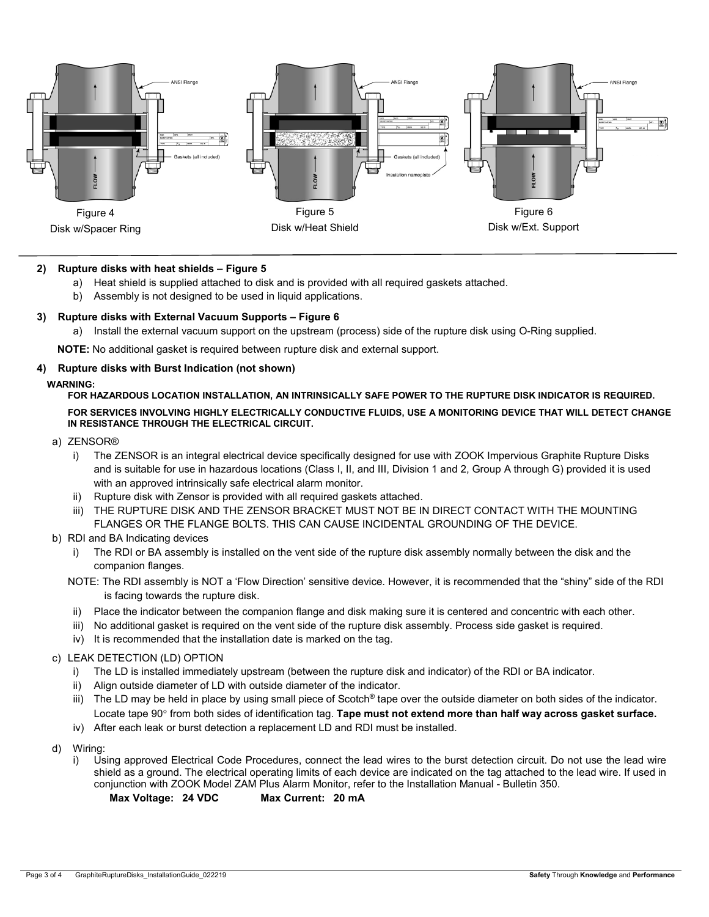Figure 4
Disk w/Spacer Ring

Figure 5
Disk w/Heat Shield

Figure 6
Disk w/Ext. Support

**2) Rupture disks with heat shields – Figure 5**

a) Heat shield is supplied attached to disk and is provided with all required gaskets attached.
b) Assembly is not designed to be used in liquid applications.

**3) Rupture disks with External Vacuum Supports – Figure 6**

a) Install the external vacuum support on the upstream (process) side of the rupture disk using O-Ring supplied.

**NOTE:** No additional gasket is required between rupture disk and external support.

**4) Rupture disks with Burst Indication (not shown)**

**WARNING:**

**FOR HAZARDOUS LOCATION INSTALLATION, AN INTRINSICALLY SAFE POWER TO THE RUPTURE DISK INDICATOR IS REQUIRED.**

**FOR SERVICES INVOLVING HIGHLY ELECTRICALLY CONDUCTIVE FLUIDS, USE A MONITORING DEVICE THAT WILL DETECT CHANGE IN RESISTANCE THROUGH THE ELECTRICAL CIRCUIT.**

a) ZENSOR®

i) The ZENSOR is an integral electrical device specifically designed for use with ZOOK Impervious Graphite Rupture Disks and is suitable for use in hazardous locations (Class I, II, and III, Division 1 and 2, Group A through G) provided it is used with an approved intrinsically safe electrical alarm monitor.
ii) Rupture disk with Zensor is provided with all required gaskets attached.
iii) THE RUPTURE DISK AND THE ZENSOR BRACKET MUST NOT BE IN DIRECT CONTACT WITH THE MOUNTING FLANGES OR THE FLANGE BOLTS. THIS CAN CAUSE INCIDENTAL GROUNDING OF THE DEVICE.

b) RDI and BA Indicating devices

i) The RDI or BA assembly is installed on the vent side of the rupture disk assembly normally between the disk and the companion flanges.

NOTE: The RDI assembly is NOT a 'Flow Direction' sensitive device. However, it is recommended that the "shiny" side of the RDI is facing towards the rupture disk.

ii) Place the indicator between the companion flange and disk making sure it is centered and concentric with each other.
iii) No additional gasket is required on the vent side of the rupture disk assembly. Process side gasket is required.
iv) It is recommended that the installation date is marked on the tag.

c) LEAK DETECTION (LD) OPTION

i) The LD is installed immediately upstream (between the rupture disk and indicator) of the RDI or BA indicator.
ii) Align outside diameter of LD with outside diameter of the indicator.
iii) The LD may be held in place by using small piece of Scotch® tape over the outside diameter on both sides of the indicator. Locate tape 90° from both sides of identification tag. **Tape must not extend more than half way across gasket surface.**
iv) After each leak or burst detection a replacement LD and RDI must be installed.

d) Wiring:

i) Using approved Electrical Code Procedures, connect the lead wires to the burst detection circuit. Do not use the lead wire shield as a ground. The electrical operating limits of each device are indicated on the tag attached to the lead wire. If used in conjunction with ZOOK Model ZAM Plus Alarm Monitor, refer to the Installation Manual - Bulletin 350.

**Max Voltage: 24 VDC** **Max Current: 20 mA**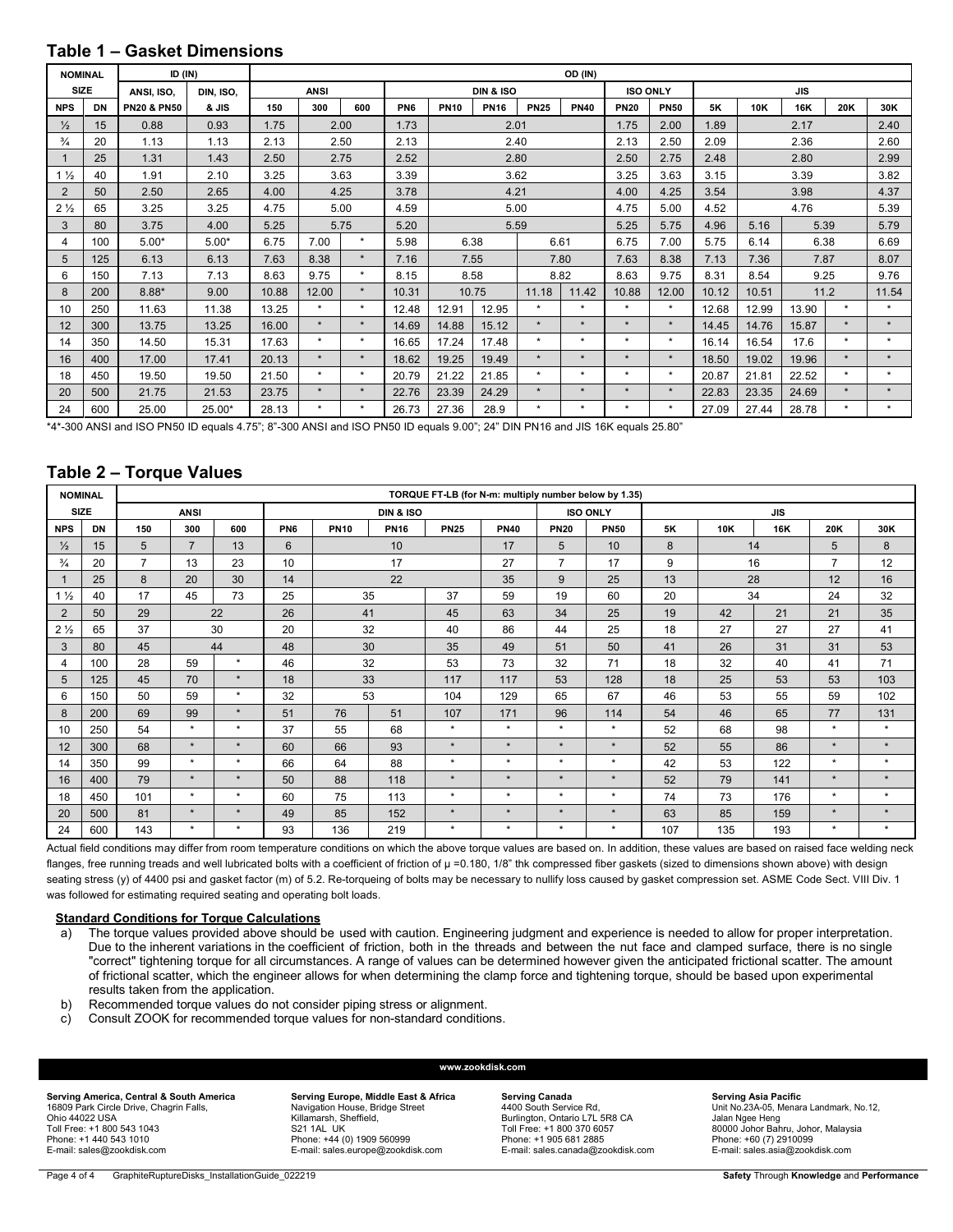## Table 1 – Gasket Dimensions

| NOMINAL | | ID (IN) | | OD (IN) | | | | | | | | | | | | | | | | |
|---|---|---|---|---|---|---|---|---|---|---|---|---|---|---|---|---|---|---|---|---|
| SIZE | | ANSI, ISO, | DIN, ISO, | ANSI | | | DIN & ISO | | | | | ISO ONLY | | JIS | | | | |
| NPS | DN | PN20 & PN50 | & JIS | 150 | 300 | 600 | PN6 | PN10 | PN16 | PN25 | PN40 | PN20 | PN50 | 5K | 10K | 16K | 20K | 30K |
| ½ | 15 | 0.88 | 0.93 | 1.75 | 2.00 | | 1.73 | 2.01 | | | | 1.75 | 2.00 | 1.89 | 2.17 | | | 2.40 |
| ¾ | 20 | 1.13 | 1.13 | 2.13 | 2.50 | | 2.13 | 2.40 | | | | 2.13 | 2.50 | 2.09 | 2.36 | | | 2.60 |
| 1 | 25 | 1.31 | 1.43 | 2.50 | 2.75 | | 2.52 | 2.80 | | | | 2.50 | 2.75 | 2.48 | 2.80 | | | 2.99 |
| 1 ½ | 40 | 1.91 | 2.10 | 3.25 | 3.63 | | 3.39 | 3.62 | | | | 3.25 | 3.63 | 3.15 | 3.39 | | | 3.82 |
| 2 | 50 | 2.50 | 2.65 | 4.00 | 4.25 | | 3.78 | 4.21 | | | | 4.00 | 4.25 | 3.54 | 3.98 | | | 4.37 |
| 2 ½ | 65 | 3.25 | 3.25 | 4.75 | 5.00 | | 4.59 | 5.00 | | | | 4.75 | 5.00 | 4.52 | 4.76 | | | 5.39 |
| 3 | 80 | 3.75 | 4.00 | 5.25 | 5.75 | | 5.20 | 5.59 | | | | 5.25 | 5.75 | 4.96 | 5.16 | 5.39 | | 5.79 |
| 4 | 100 | 5.00* | 5.00* | 6.75 | 7.00 | * | 5.98 | 6.38 | | 6.61 | | 6.75 | 7.00 | 5.75 | 6.14 | 6.38 | | 6.69 |
| 5 | 125 | 6.13 | 6.13 | 7.63 | 8.38 | * | 7.16 | 7.55 | | 7.80 | | 7.63 | 8.38 | 7.13 | 7.36 | 7.87 | | 8.07 |
| 6 | 150 | 7.13 | 7.13 | 8.63 | 9.75 | * | 8.15 | 8.58 | | 8.82 | | 8.63 | 9.75 | 8.31 | 8.54 | 9.25 | | 9.76 |
| 8 | 200 | 8.88* | 9.00 | 10.88 | 12.00 | * | 10.31 | 10.75 | | 11.18 | 11.42 | 10.88 | 12.00 | 10.12 | 10.51 | 11.2 | | 11.54 |
| 10 | 250 | 11.63 | 11.38 | 13.25 | * | * | 12.48 | 12.91 | 12.95 | * | * | * | * | 12.68 | 12.99 | 13.90 | * | * |
| 12 | 300 | 13.75 | 13.25 | 16.00 | * | * | 14.69 | 14.88 | 15.12 | * | * | * | * | 14.45 | 14.76 | 15.87 | * | * |
| 14 | 350 | 14.50 | 15.31 | 17.63 | * | * | 16.65 | 17.24 | 17.48 | * | * | * | * | 16.14 | 16.54 | 17.6 | * | * |
| 16 | 400 | 17.00 | 17.41 | 20.13 | * | * | 18.62 | 19.25 | 19.49 | * | * | * | * | 18.50 | 19.02 | 19.96 | * | * |
| 18 | 450 | 19.50 | 19.50 | 21.50 | * | * | 20.79 | 21.22 | 21.85 | * | * | * | * | 20.87 | 21.81 | 22.52 | * | * |
| 20 | 500 | 21.75 | 21.53 | 23.75 | * | * | 22.76 | 23.39 | 24.29 | * | * | * | * | 22.83 | 23.35 | 24.69 | * | * |
| 24 | 600 | 25.00 | 25.00* | 28.13 | * | * | 26.73 | 27.36 | 28.9 | * | * | * | * | 27.09 | 27.44 | 28.78 | * | * |

*4"-300 ANSI and ISO PN50 ID equals 4.75"; 8"-300 ANSI and ISO PN50 ID equals 9.00"; 24" DIN PN16 and JIS 16K equals 25.80"

## Table 2 – Torque Values

| NOMINAL | | TORQUE FT-LB (for N-m: multiply number below by 1.35) | | | | | | | | | | | | | | |
|---|---|---|---|---|---|---|---|---|---|---|---|---|---|---|---|---|
| SIZE | | ANSI | | | DIN & ISO | | | | | ISO ONLY | | JIS | | | | |
| NPS | DN | 150 | 300 | 600 | PN6 | PN10 | PN16 | PN25 | PN40 | PN20 | PN50 | 5K | 10K | 16K | 20K | 30K |
| ½ | 15 | 5 | 7 | 13 | 6 | 10 | | | 17 | 5 | 10 | 8 | 14 | | 5 | 8 |
| ¾ | 20 | 7 | 13 | 23 | 10 | 17 | | | 27 | 7 | 17 | 9 | 16 | | 7 | 12 |
| 1 | 25 | 8 | 20 | 30 | 14 | 22 | | | 35 | 9 | 25 | 13 | 28 | | 12 | 16 |
| 1 ½ | 40 | 17 | 45 | 73 | 25 | 35 | | 37 | 59 | 19 | 60 | 20 | 34 | | 24 | 32 |
| 2 | 50 | 29 | 22 | | 26 | 41 | | 45 | 63 | 34 | 25 | 19 | 42 | 21 | 21 | 35 |
| 2 ½ | 65 | 37 | 30 | | 20 | 32 | | 40 | 86 | 44 | 25 | 18 | 27 | 27 | 27 | 41 |
| 3 | 80 | 45 | 44 | | 48 | 30 | | 35 | 49 | 51 | 50 | 41 | 26 | 31 | 31 | 53 |
| 4 | 100 | 28 | 59 | * | 46 | 32 | | 53 | 73 | 32 | 71 | 18 | 32 | 40 | 41 | 71 |
| 5 | 125 | 45 | 70 | * | 18 | 33 | | 117 | 117 | 53 | 128 | 18 | 25 | 53 | 53 | 103 |
| 6 | 150 | 50 | 59 | * | 32 | 53 | | 104 | 129 | 65 | 67 | 46 | 53 | 55 | 59 | 102 |
| 8 | 200 | 69 | 99 | * | 51 | 76 | 51 | 107 | 171 | 96 | 114 | 54 | 46 | 65 | 77 | 131 |
| 10 | 250 | 54 | * | * | 37 | 55 | 68 | * | * | * | * | 52 | 68 | 98 | * | * |
| 12 | 300 | 68 | * | * | 60 | 66 | 93 | * | * | * | * | 52 | 55 | 86 | * | * |
| 14 | 350 | 99 | * | * | 66 | 64 | 88 | * | * | * | * | 42 | 53 | 122 | * | * |
| 16 | 400 | 79 | * | * | 50 | 88 | 118 | * | * | * | * | 52 | 79 | 141 | * | * |
| 18 | 450 | 101 | * | * | 60 | 75 | 113 | * | * | * | * | 74 | 73 | 176 | * | * |
| 20 | 500 | 81 | * | * | 49 | 85 | 152 | * | * | * | * | 63 | 85 | 159 | * | * |
| 24 | 600 | 143 | * | * | 93 | 136 | 219 | * | * | * | * | 107 | 135 | 193 | * | * |

Actual field conditions may differ from room temperature conditions on which the above torque values are based on. In addition, these values are based on raised face welding neck flanges, free running treads and well lubricated bolts with a coefficient of friction of $\mu$ =0.180, 1/8" thk compressed fiber gaskets (sized to dimensions shown above) with design seating stress (y) of 4400 psi and gasket factor (m) of 5.2. Re-torqueing of bolts may be necessary to nullify loss caused by gasket compression set. ASME Code Sect. VIII Div. 1 was followed for estimating required seating and operating bolt loads.

**Standard Conditions for Torque Calculations**

a) The torque values provided above should be used with caution. Engineering judgment and experience is needed to allow for proper interpretation. Due to the inherent variations in the coefficient of friction, both in the threads and between the nut face and clamped surface, there is no single "correct" tightening torque for all circumstances. A range of values can be determined however given the anticipated frictional scatter. The amount of frictional scatter, which the engineer allows for when determining the clamp force and tightening torque, should be based upon experimental results taken from the application.
b) Recommended torque values do not consider piping stress or alignment.
c) Consult ZOOK for recommended torque values for non-standard conditions.

www.zookdisk.com

**Serving America, Central & South America**
16809 Park Circle Drive, Chagrin Falls,
Ohio 44022 USA
Toll Free: +1 800 543 1043
Phone: +1 440 543 1010
E-mail: sales@zookdisk.com

**Serving Europe, Middle East & Africa**
Navigation House, Bridge Street
Killamarsh, Sheffield,
S21 1AL UK
Phone: +44 (0) 1909 560999
E-mail: sales.europe@zookdisk.com

**Serving Canada**
4400 South Service Rd,
Burlington, Ontario L7L 5R8 CA
Toll Free: +1 800 370 6057
Phone: +1 905 681 2885
E-mail: sales.canada@zookdisk.com

**Serving Asia Pacific**
Unit No.23A-05, Menara Landmark, No.12,
Jalan Ngee Heng
80000 Johor Bahru, Johor, Malaysia
Phone: +60 (7) 2910099
E-mail: sales.asia@zookdisk.com